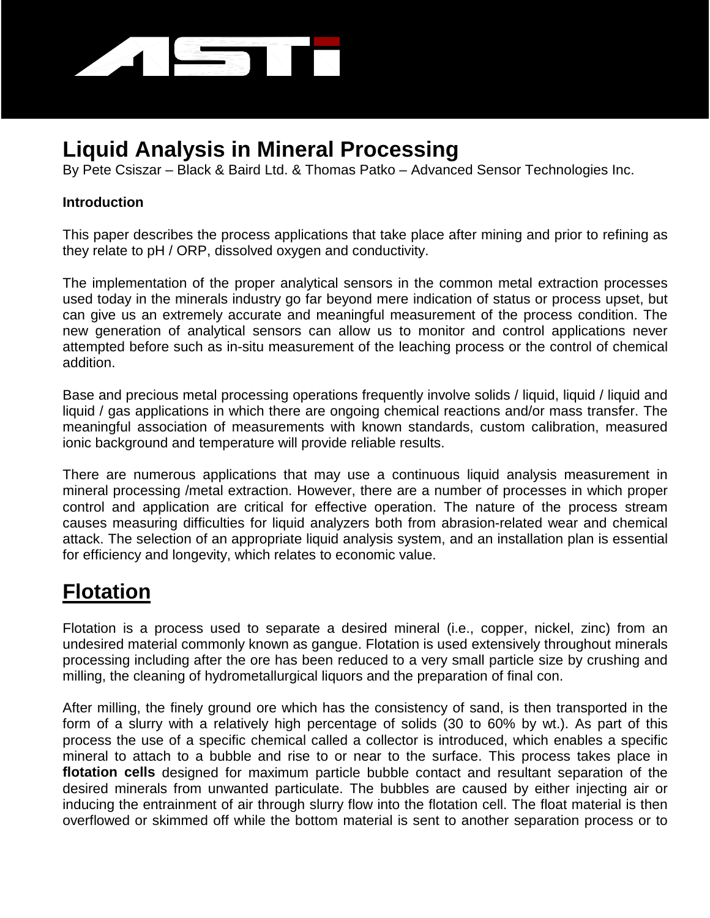# Liquid Analysis in Mineral Processing

By Pete Csiszar – Black & Baird Ltd. & Thomas Patko – Advanced Sensor Technologies Inc.

**Introduction**

This paper describes the process applications that take place after mining and prior to refining as they relate to pH / ORP, dissolved oxygen and conductivity.

The implementation of the proper analytical sensors in the common metal extraction processes used today in the minerals industry go far beyond mere indication of status or process upset, but can give us an extremely accurate and meaningful measurement of the process condition. The new generation of analytical sensors can allow us to monitor and control applications never attempted before such as in-situ measurement of the leaching process or the control of chemical addition.

Base and precious metal processing operations frequently involve solids / liquid, liquid / liquid and liquid / gas applications in which there are ongoing chemical reactions and/or mass transfer. The meaningful association of measurements with known standards, custom calibration, measured ionic background and temperature will provide reliable results.

There are numerous applications that may use a continuous liquid analysis measurement in mineral processing /metal extraction. However, there are a number of processes in which proper control and application are critical for effective operation. The nature of the process stream causes measuring difficulties for liquid analyzers both from abrasion-related wear and chemical attack. The selection of an appropriate liquid analysis system, and an installation plan is essential for efficiency and longevity, which relates to economic value.

## Flotation

Flotation is a process used to separate a desired mineral (i.e., copper, nickel, zinc) from an undesired material commonly known as gangue. Flotation is used extensively throughout minerals processing including after the ore has been reduced to a very small particle size by crushing and milling, the cleaning of hydrometallurgical liquors and the preparation of final con.

After milling, the finely ground ore which has the consistency of sand, is then transported in the form of a slurry with a relatively high percentage of solids (30 to 60% by wt.). As part of this process the use of a specific chemical called a collector is introduced, which enables a specific mineral to attach to a bubble and rise to or near to the surface. This process takes place in **flotation cells** designed for maximum particle bubble contact and resultant separation of the desired minerals from unwanted particulate. The bubbles are caused by either injecting air or inducing the entrainment of air through slurry flow into the flotation cell. The float material is then overflowed or skimmed off while the bottom material is sent to another separation process or to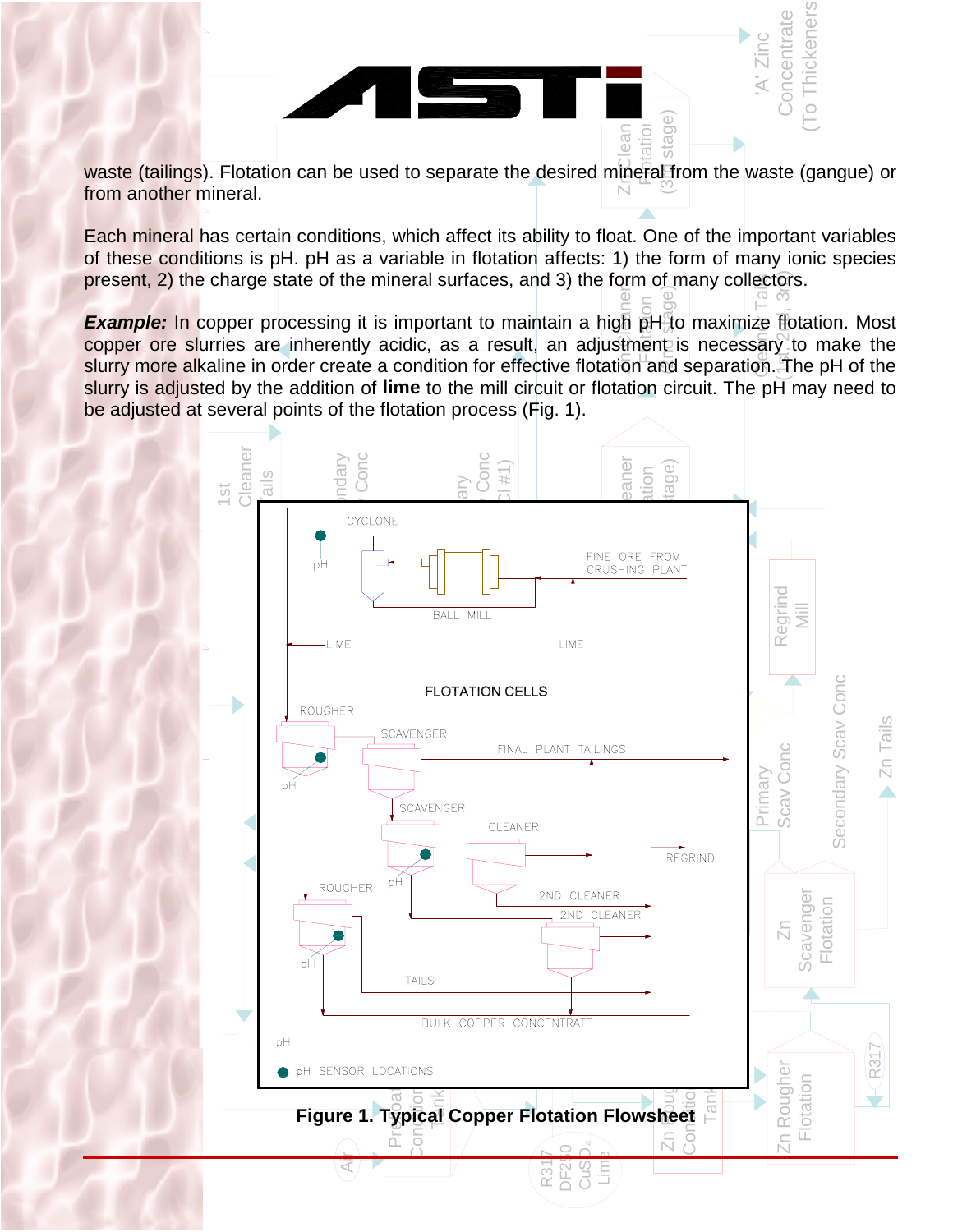waste (tailings). Flotation can be used to separate the desired mineral from the waste (gangue) or from another mineral.

Each mineral has certain conditions, which affect its ability to float. One of the important variables of these conditions is pH. pH as a variable in flotation affects: 1) the form of many ionic species present, 2) the charge state of the mineral surfaces, and 3) the form of many collectors.

***Example:*** In copper processing it is important to maintain a high pH to maximize flotation. Most copper ore slurries are inherently acidic, as a result, an adjustment is necessary to make the slurry more alkaline in order create a condition for effective flotation and separation. The pH of the slurry is adjusted by the addition of **lime** to the mill circuit or flotation circuit. The pH may need to be adjusted at several points of the flotation process (Fig. 1).

**Figure 1. Typical Copper Flotation Flowsheet**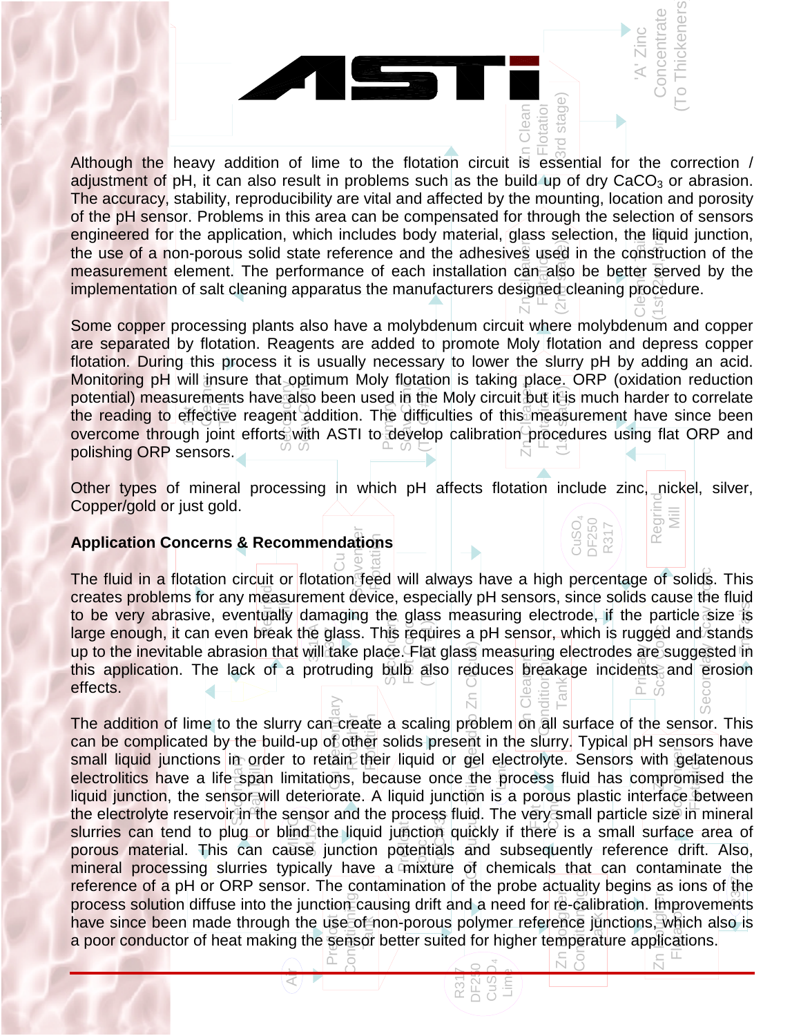Although the heavy addition of lime to the flotation circuit is essential for the correction / adjustment of pH, it can also result in problems such as the build up of dry $CaCO_3$ or abrasion. The accuracy, stability, reproducibility are vital and affected by the mounting, location and porosity of the pH sensor. Problems in this area can be compensated for through the selection of sensors engineered for the application, which includes body material, glass selection, the liquid junction, the use of a non-porous solid state reference and the adhesives used in the construction of the measurement element. The performance of each installation can also be better served by the implementation of salt cleaning apparatus the manufacturers designed cleaning procedure.

Some copper processing plants also have a molybdenum circuit where molybdenum and copper are separated by flotation. Reagents are added to promote Moly flotation and depress copper flotation. During this process it is usually necessary to lower the slurry pH by adding an acid. Monitoring pH will insure that optimum Moly flotation is taking place. ORP (oxidation reduction potential) measurements have also been used in the Moly circuit but it is much harder to correlate the reading to effective reagent addition. The difficulties of this measurement have since been overcome through joint efforts with ASTI to develop calibration procedures using flat ORP and polishing ORP sensors.

Other types of mineral processing in which pH affects flotation include zinc, nickel, silver, Copper/gold or just gold.

**Application Concerns & Recommendations**

The fluid in a flotation circuit or flotation feed will always have a high percentage of solids. This creates problems for any measurement device, especially pH sensors, since solids cause the fluid to be very abrasive, eventually damaging the glass measuring electrode, if the particle size is large enough, it can even break the glass. This requires a pH sensor, which is rugged and stands up to the inevitable abrasion that will take place. Flat glass measuring electrodes are suggested in this application. The lack of a protruding bulb also reduces breakage incidents and erosion effects.

The addition of lime to the slurry can create a scaling problem on all surface of the sensor. This can be complicated by the build-up of other solids present in the slurry. Typical pH sensors have small liquid junctions in order to retain their liquid or gel electrolyte. Sensors with gelatenous electrolitics have a life span limitations, because once the process fluid has compromised the liquid junction, the sensor will deteriorate. A liquid junction is a porous plastic interface between the electrolyte reservoir in the sensor and the process fluid. The very small particle size in mineral slurries can tend to plug or blind the liquid junction quickly if there is a small surface area of porous material. This can cause junction potentials and subsequently reference drift. Also, mineral processing slurries typically have a mixture of chemicals that can contaminate the reference of a pH or ORP sensor. The contamination of the probe actuality begins as ions of the process solution diffuse into the junction causing drift and a need for re-calibration. Improvements have since been made through the use of non-porous polymer reference junctions, which also is a poor conductor of heat making the sensor better suited for higher temperature applications.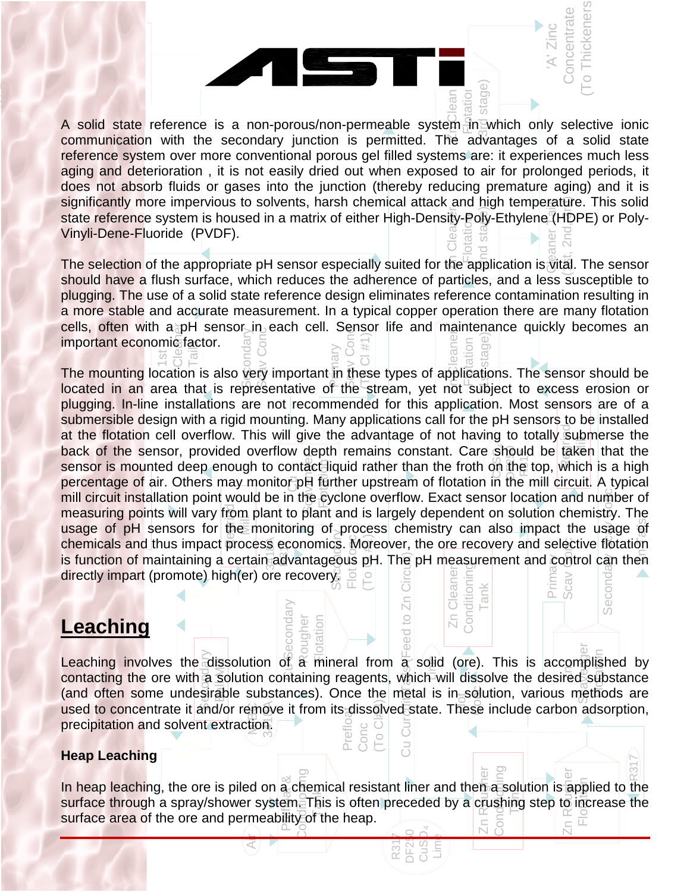A solid state reference is a non-porous/non-permeable system in which only selective ionic communication with the secondary junction is permitted. The advantages of a solid state reference system over more conventional porous gel filled systems are: it experiences much less aging and deterioration , it is not easily dried out when exposed to air for prolonged periods, it does not absorb fluids or gases into the junction (thereby reducing premature aging) and it is significantly more impervious to solvents, harsh chemical attack and high temperature. This solid state reference system is housed in a matrix of either High-Density-Poly-Ethylene (HDPE) or Poly-Vinyli-Dene-Fluoride (PVDF).

The selection of the appropriate pH sensor especially suited for the application is vital. The sensor should have a flush surface, which reduces the adherence of particles, and a less susceptible to plugging. The use of a solid state reference design eliminates reference contamination resulting in a more stable and accurate measurement. In a typical copper operation there are many flotation cells, often with a pH sensor in each cell. Sensor life and maintenance quickly becomes an important economic factor.

The mounting location is also very important in these types of applications. The sensor should be located in an area that is representative of the stream, yet not subject to excess erosion or plugging. In-line installations are not recommended for this application. Most sensors are of a submersible design with a rigid mounting. Many applications call for the pH sensors to be installed at the flotation cell overflow. This will give the advantage of not having to totally submerse the back of the sensor, provided overflow depth remains constant. Care should be taken that the sensor is mounted deep enough to contact liquid rather than the froth on the top, which is a high percentage of air. Others may monitor pH further upstream of flotation in the mill circuit. A typical mill circuit installation point would be in the cyclone overflow. Exact sensor location and number of measuring points will vary from plant to plant and is largely dependent on solution chemistry. The usage of pH sensors for the monitoring of process chemistry can also impact the usage of chemicals and thus impact process economics. Moreover, the ore recovery and selective flotation is function of maintaining a certain advantageous pH. The pH measurement and control can then directly impart (promote) high(er) ore recovery.

## Leaching

Leaching involves the dissolution of a mineral from a solid (ore). This is accomplished by contacting the ore with a solution containing reagents, which will dissolve the desired substance (and often some undesirable substances). Once the metal is in solution, various methods are used to concentrate it and/or remove it from its dissolved state. These include carbon adsorption, precipitation and solvent extraction.

### Heap Leaching

In heap leaching, the ore is piled on a chemical resistant liner and then a solution is applied to the surface through a spray/shower system. This is often preceded by a crushing step to increase the surface area of the ore and permeability of the heap.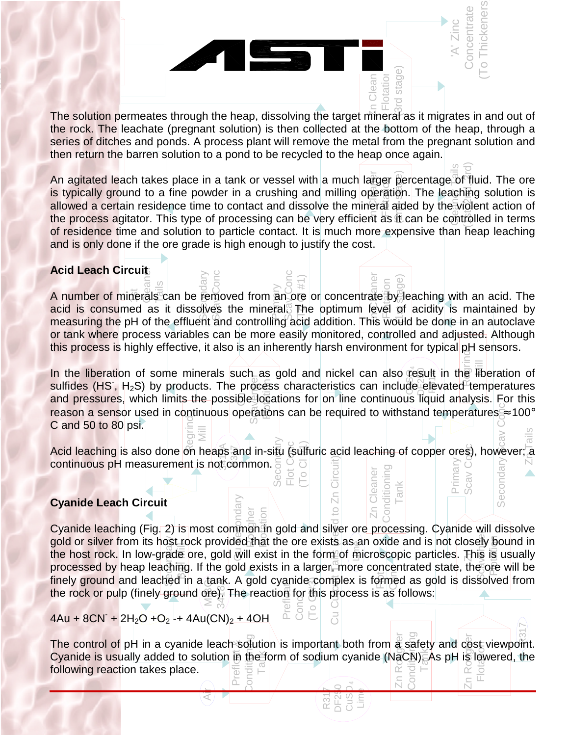The solution permeates through the heap, dissolving the target mineral as it migrates in and out of the rock. The leachate (pregnant solution) is then collected at the bottom of the heap, through a series of ditches and ponds. A process plant will remove the metal from the pregnant solution and then return the barren solution to a pond to be recycled to the heap once again.

An agitated leach takes place in a tank or vessel with a much larger percentage of fluid. The ore is typically ground to a fine powder in a crushing and milling operation. The leaching solution is allowed a certain residence time to contact and dissolve the mineral aided by the violent action of the process agitator. This type of processing can be very efficient as it can be controlled in terms of residence time and solution to particle contact. It is much more expensive than heap leaching and is only done if the ore grade is high enough to justify the cost.

## Acid Leach Circuit

A number of minerals can be removed from an ore or concentrate by leaching with an acid. The acid is consumed as it dissolves the mineral. The optimum level of acidity is maintained by measuring the pH of the effluent and controlling acid addition. This would be done in an autoclave or tank where process variables can be more easily monitored, controlled and adjusted. Although this process is highly effective, it also is an inherently harsh environment for typical pH sensors.

In the liberation of some minerals such as gold and nickel can also result in the liberation of sulfides ($HS^-$, $H_2S$) by products. The process characteristics can include elevated temperatures and pressures, which limits the possible locations for on line continuous liquid analysis. For this reason a sensor used in continuous operations can be required to withstand temperatures ≈100° C and 50 to 80 psi.

Acid leaching is also done on heaps and in-situ (sulfuric acid leaching of copper ores), however; a continuous pH measurement is not common.

## Cyanide Leach Circuit

Cyanide leaching (Fig. 2) is most common in gold and silver ore processing. Cyanide will dissolve gold or silver from its host rock provided that the ore exists as an oxide and is not closely bound in the host rock. In low-grade ore, gold will exist in the form of microscopic particles. This is usually processed by heap leaching. If the gold exists in a larger, more concentrated state, the ore will be finely ground and leached in a tank. A gold cyanide complex is formed as gold is dissolved from the rock or pulp (finely ground ore). The reaction for this process is as follows:

$$4Au + 8CN^- + 2H_2O + O_2 \text{ -+ } 4Au(CN)_2 + 4OH$$

The control of pH in a cyanide leach solution is important both from a safety and cost viewpoint. Cyanide is usually added to solution in the form of sodium cyanide (NaCN). As pH is lowered, the following reaction takes place.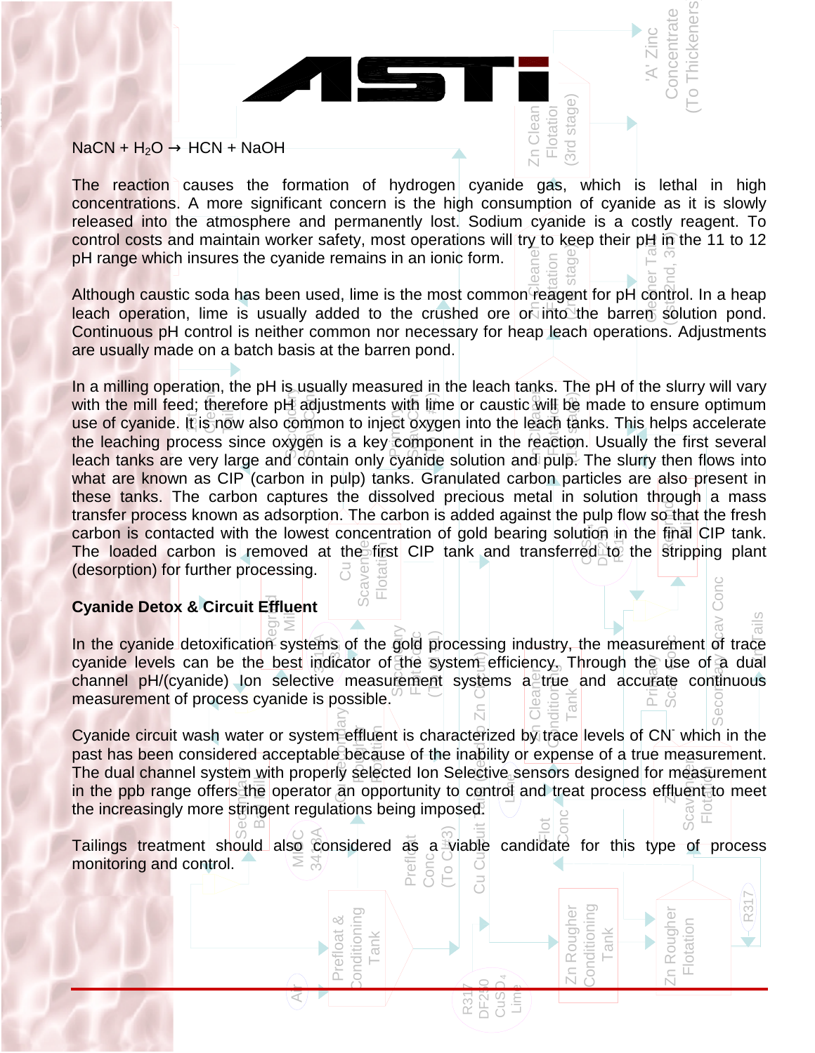$NaCN + H_2O \rightarrow HCN + NaOH$

The reaction causes the formation of hydrogen cyanide gas, which is lethal in high concentrations. A more significant concern is the high consumption of cyanide as it is slowly released into the atmosphere and permanently lost. Sodium cyanide is a costly reagent. To control costs and maintain worker safety, most operations will try to keep their pH in the 11 to 12 pH range which insures the cyanide remains in an ionic form.

Although caustic soda has been used, lime is the most common reagent for pH control. In a heap leach operation, lime is usually added to the crushed ore or into the barren solution pond. Continuous pH control is neither common nor necessary for heap leach operations. Adjustments are usually made on a batch basis at the barren pond.

In a milling operation, the pH is usually measured in the leach tanks. The pH of the slurry will vary with the mill feed; therefore pH adjustments with lime or caustic will be made to ensure optimum use of cyanide. It is now also common to inject oxygen into the leach tanks. This helps accelerate the leaching process since oxygen is a key component in the reaction. Usually the first several leach tanks are very large and contain only cyanide solution and pulp. The slurry then flows into what are known as CIP (carbon in pulp) tanks. Granulated carbon particles are also present in these tanks. The carbon captures the dissolved precious metal in solution through a mass transfer process known as adsorption. The carbon is added against the pulp flow so that the fresh carbon is contacted with the lowest concentration of gold bearing solution in the final CIP tank. The loaded carbon is removed at the first CIP tank and transferred to the stripping plant (desorption) for further processing.

**Cyanide Detox & Circuit Effluent**

In the cyanide detoxification systems of the gold processing industry, the measurement of trace cyanide levels can be the best indicator of the system efficiency. Through the use of a dual channel pH/(cyanide) Ion selective measurement systems a true and accurate continuous measurement of process cyanide is possible.

Cyanide circuit wash water or system effluent is characterized by trace levels of $CN^-$ which in the past has been considered acceptable because of the inability or expense of a true measurement. The dual channel system with properly selected Ion Selective sensors designed for measurement in the ppb range offers the operator an opportunity to control and treat process effluent to meet the increasingly more stringent regulations being imposed.

Tailings treatment should also considered as a viable candidate for this type of process monitoring and control.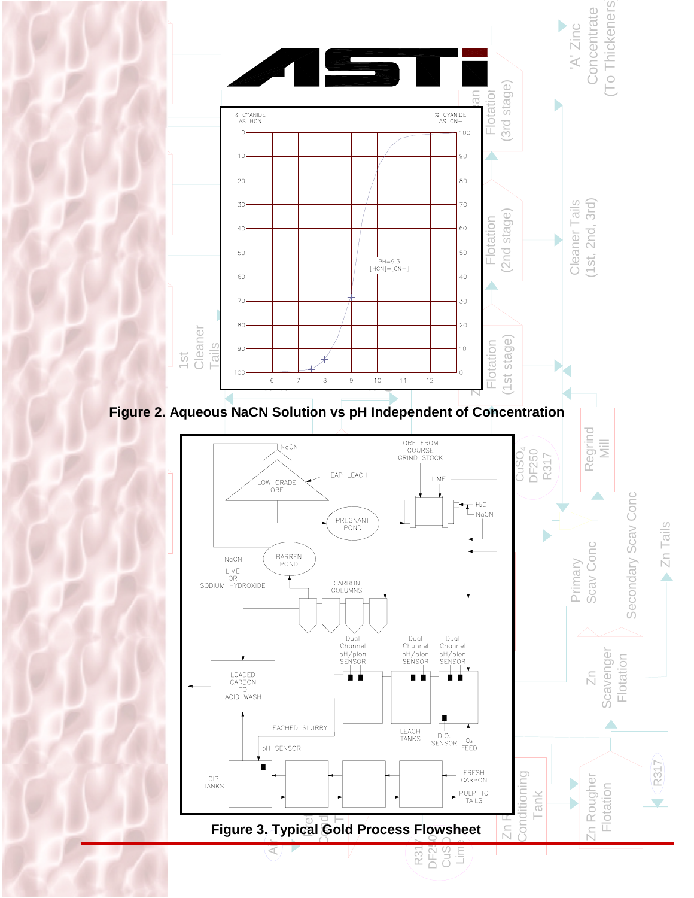Figure 2. Aqueous NaCN Solution vs pH Independent of Concentration

Figure 3. Typical Gold Process Flowsheet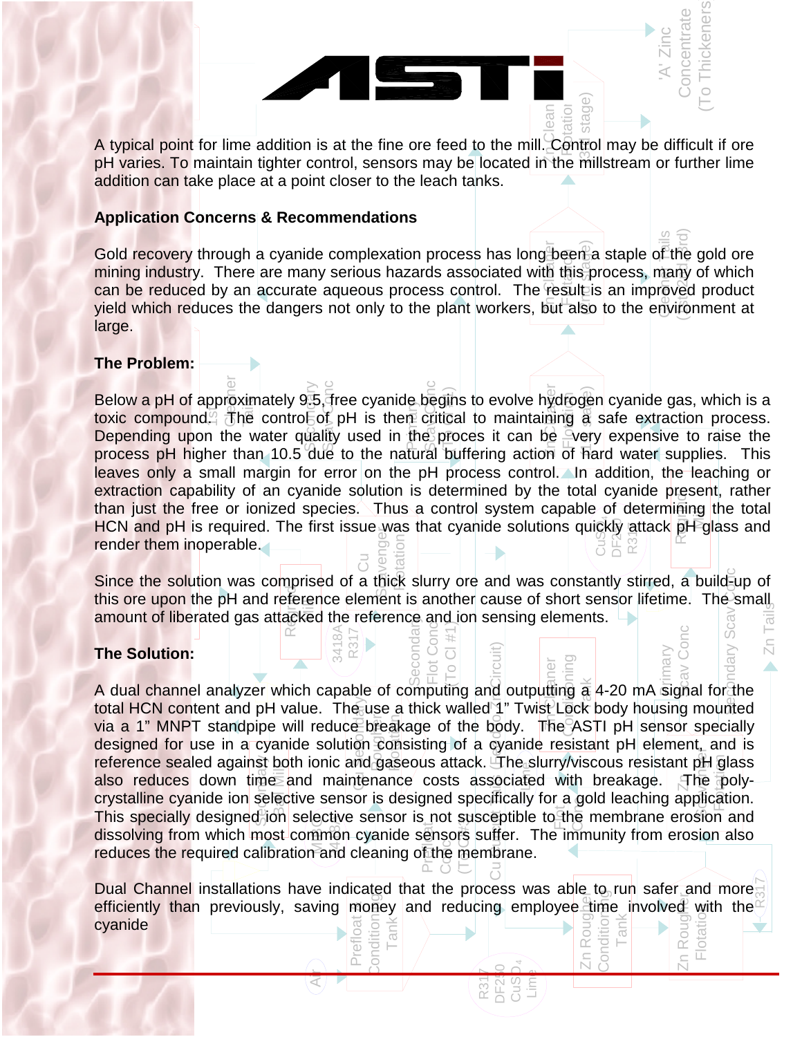A typical point for lime addition is at the fine ore feed to the mill. Control may be difficult if ore pH varies. To maintain tighter control, sensors may be located in the millstream or further lime addition can take place at a point closer to the leach tanks.

**Application Concerns & Recommendations**

Gold recovery through a cyanide complexation process has long been a staple of the gold ore mining industry. There are many serious hazards associated with this process, many of which can be reduced by an accurate aqueous process control. The result is an improved product yield which reduces the dangers not only to the plant workers, but also to the environment at large.

**The Problem:**

Below a pH of approximately 9.5, free cyanide begins to evolve hydrogen cyanide gas, which is a toxic compound. The control of pH is then critical to maintaining a safe extraction process. Depending upon the water quality used in the proces it can be very expensive to raise the process pH higher than 10.5 due to the natural buffering action of hard water supplies. This leaves only a small margin for error on the pH process control. In addition, the leaching or extraction capability of an cyanide solution is determined by the total cyanide present, rather than just the free or ionized species. Thus a control system capable of determining the total HCN and pH is required. The first issue was that cyanide solutions quickly attack pH glass and render them inoperable.

Since the solution was comprised of a thick slurry ore and was constantly stirred, a build-up of this ore upon the pH and reference element is another cause of short sensor lifetime. The small amount of liberated gas attacked the reference and ion sensing elements.

**The Solution:**

A dual channel analyzer which capable of computing and outputting a 4-20 mA signal for the total HCN content and pH value. The use a thick walled 1" Twist Lock body housing mounted via a 1" MNPT standpipe will reduce breakage of the body. The ASTI pH sensor specially designed for use in a cyanide solution consisting of a cyanide resistant pH element, and is reference sealed against both ionic and gaseous attack. The slurry/viscous resistant pH glass also reduces down time and maintenance costs associated with breakage. The poly-crystalline cyanide ion selective sensor is designed specifically for a gold leaching application. This specially designed ion selective sensor is not susceptible to the membrane erosion and dissolving from which most common cyanide sensors suffer. The immunity from erosion also reduces the required calibration and cleaning of the membrane.

Dual Channel installations have indicated that the process was able to run safer and more efficiently than previously, saving money and reducing employee time involved with the cyanide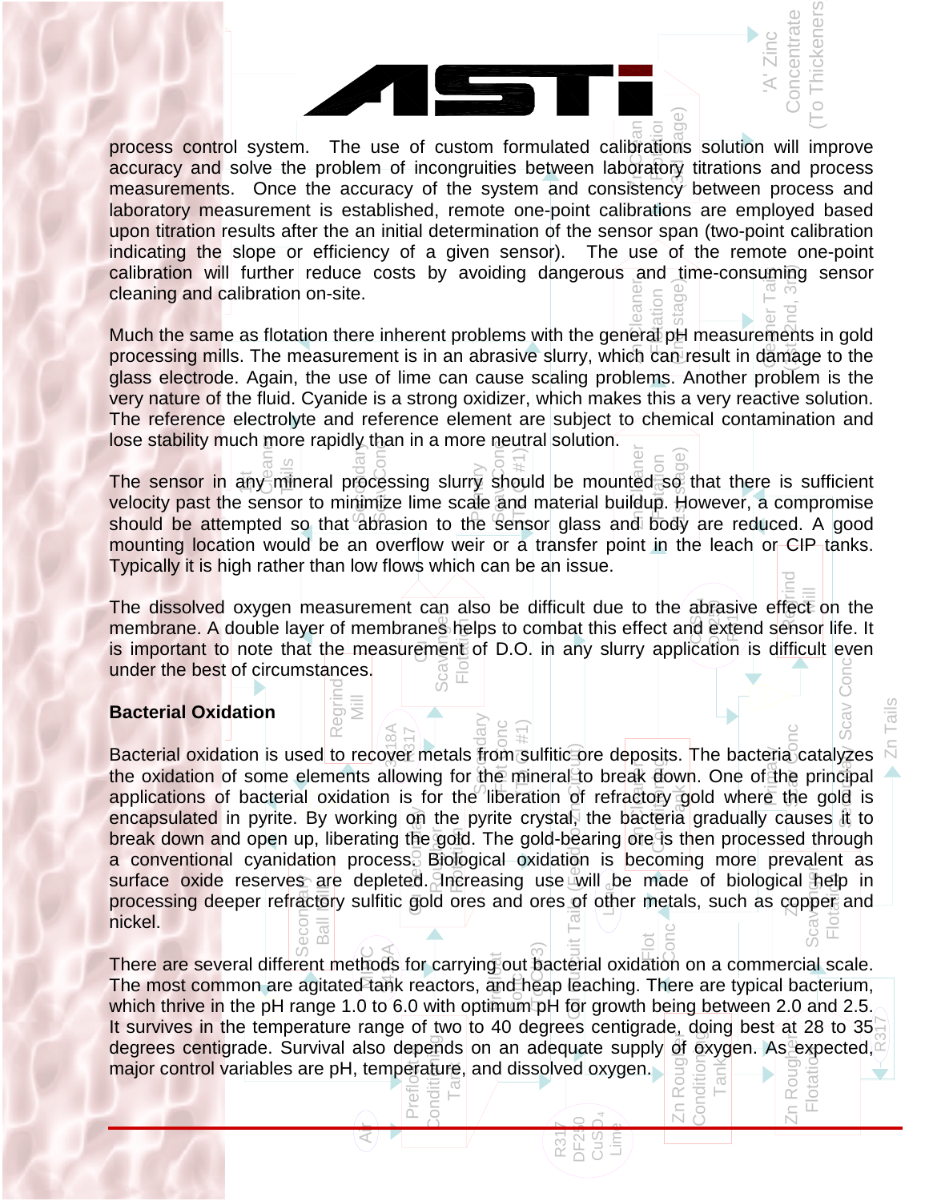process control system. The use of custom formulated calibrations solution will improve accuracy and solve the problem of incongruities between laboratory titrations and process measurements. Once the accuracy of the system and consistency between process and laboratory measurement is established, remote one-point calibrations are employed based upon titration results after the an initial determination of the sensor span (two-point calibration indicating the slope or efficiency of a given sensor). The use of the remote one-point calibration will further reduce costs by avoiding dangerous and time-consuming sensor cleaning and calibration on-site.

Much the same as flotation there inherent problems with the general pH measurements in gold processing mills. The measurement is in an abrasive slurry, which can result in damage to the glass electrode. Again, the use of lime can cause scaling problems. Another problem is the very nature of the fluid. Cyanide is a strong oxidizer, which makes this a very reactive solution. The reference electrolyte and reference element are subject to chemical contamination and lose stability much more rapidly than in a more neutral solution.

The sensor in any mineral processing slurry should be mounted so that there is sufficient velocity past the sensor to minimize lime scale and material buildup. However, a compromise should be attempted so that abrasion to the sensor glass and body are reduced. A good mounting location would be an overflow weir or a transfer point in the leach or CIP tanks. Typically it is high rather than low flows which can be an issue.

The dissolved oxygen measurement can also be difficult due to the abrasive effect on the membrane. A double layer of membranes helps to combat this effect and extend sensor life. It is important to note that the measurement of D.O. in any slurry application is difficult even under the best of circumstances.

**Bacterial Oxidation**

Bacterial oxidation is used to recover metals from sulfitic ore deposits. The bacteria catalyzes the oxidation of some elements allowing for the mineral to break down. One of the principal applications of bacterial oxidation is for the liberation of refractory gold where the gold is encapsulated in pyrite. By working on the pyrite crystal, the bacteria gradually causes it to break down and open up, liberating the gold. The gold-bearing ore is then processed through a conventional cyanidation process. Biological oxidation is becoming more prevalent as surface oxide reserves are depleted. Increasing use will be made of biological help in processing deeper refractory sulfitic gold ores and ores of other metals, such as copper and nickel.

There are several different methods for carrying out bacterial oxidation on a commercial scale. The most common are agitated tank reactors, and heap leaching. There are typical bacterium, which thrive in the pH range 1.0 to 6.0 with optimum pH for growth being between 2.0 and 2.5. It survives in the temperature range of two to 40 degrees centigrade, doing best at 28 to 35 degrees centigrade. Survival also depends on an adequate supply of oxygen. As expected, major control variables are pH, temperature, and dissolved oxygen.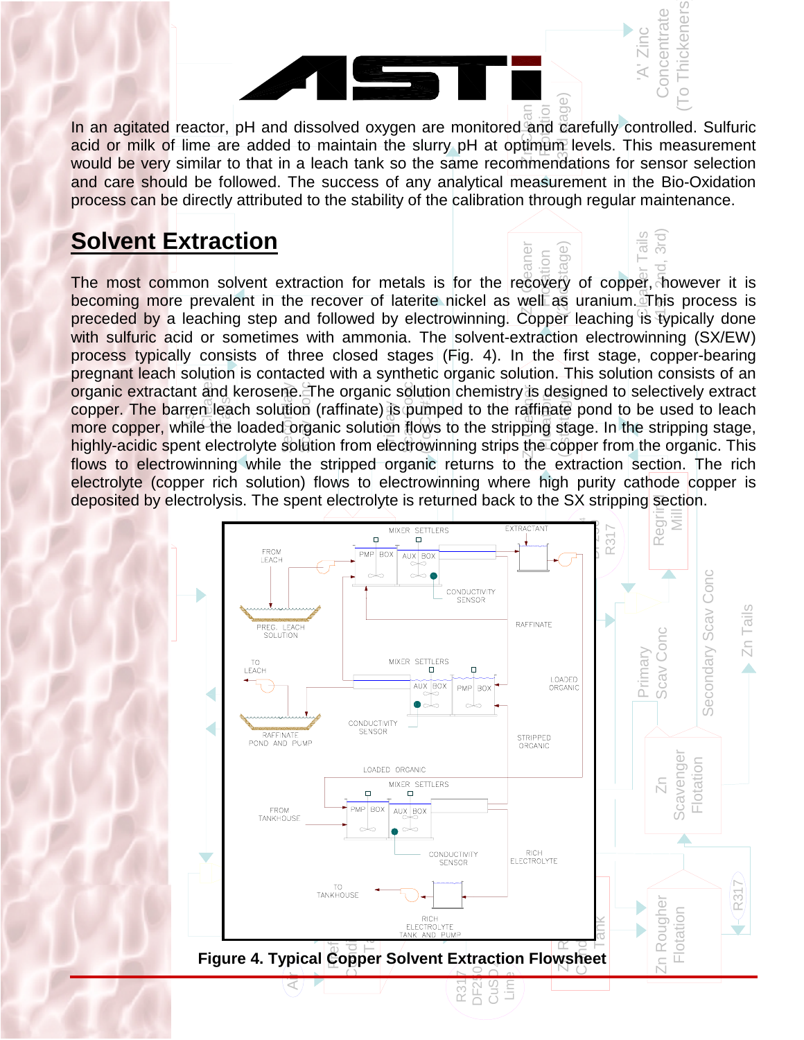In an agitated reactor, pH and dissolved oxygen are monitored and carefully controlled. Sulfuric acid or milk of lime are added to maintain the slurry pH at optimum levels. This measurement would be very similar to that in a leach tank so the same recommendations for sensor selection and care should be followed. The success of any analytical measurement in the Bio-Oxidation process can be directly attributed to the stability of the calibration through regular maintenance.

## Solvent Extraction

The most common solvent extraction for metals is for the recovery of copper, however it is becoming more prevalent in the recover of laterite nickel as well as uranium. This process is preceded by a leaching step and followed by electrowinning. Copper leaching is typically done with sulfuric acid or sometimes with ammonia. The solvent-extraction electrowinning (SX/EW) process typically consists of three closed stages (Fig. 4). In the first stage, copper-bearing pregnant leach solution is contacted with a synthetic organic solution. This solution consists of an organic extractant and kerosene. The organic solution chemistry is designed to selectively extract copper. The barren leach solution (raffinate) is pumped to the raffinate pond to be used to leach more copper, while the loaded organic solution flows to the stripping stage. In the stripping stage, highly-acidic spent electrolyte solution from electrowinning strips the copper from the organic. This flows to electrowinning while the stripped organic returns to the extraction section. The rich electrolyte (copper rich solution) flows to electrowinning where high purity cathode copper is deposited by electrolysis. The spent electrolyte is returned back to the SX stripping section.

**Figure 4. Typical Copper Solvent Extraction Flowsheet**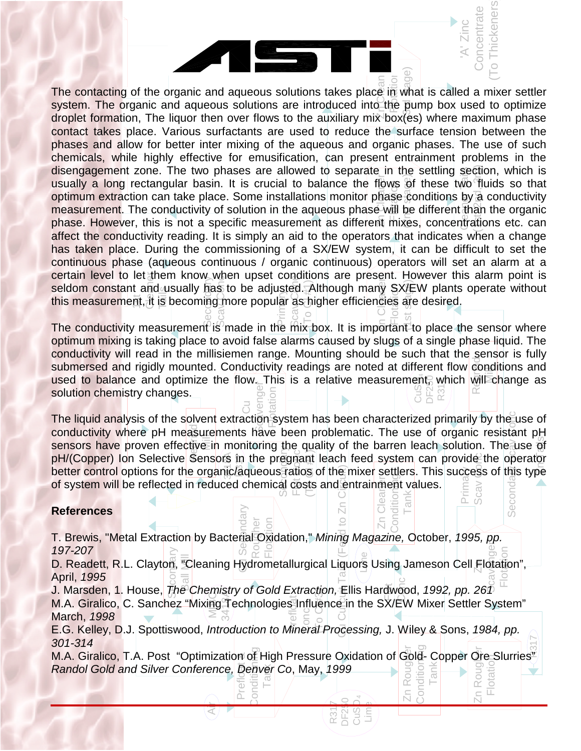The contacting of the organic and aqueous solutions takes place in what is called a mixer settler system. The organic and aqueous solutions are introduced into the pump box used to optimize droplet formation, The liquor then over flows to the auxiliary mix box(es) where maximum phase contact takes place. Various surfactants are used to reduce the surface tension between the phases and allow for better inter mixing of the aqueous and organic phases. The use of such chemicals, while highly effective for emusification, can present entrainment problems in the disengagement zone. The two phases are allowed to separate in the settling section, which is usually a long rectangular basin. It is crucial to balance the flows of these two fluids so that optimum extraction can take place. Some installations monitor phase conditions by a conductivity measurement. The conductivity of solution in the aqueous phase will be different than the organic phase. However, this is not a specific measurement as different mixes, concentrations etc. can affect the conductivity reading. It is simply an aid to the operators that indicates when a change has taken place. During the commissioning of a SX/EW system, it can be difficult to set the continuous phase (aqueous continuous / organic continuous) operators will set an alarm at a certain level to let them know when upset conditions are present. However this alarm point is seldom constant and usually has to be adjusted. Although many SX/EW plants operate without this measurement, it is becoming more popular as higher efficiencies are desired.

The conductivity measurement is made in the mix box. It is important to place the sensor where optimum mixing is taking place to avoid false alarms caused by slugs of a single phase liquid. The conductivity will read in the millisiemen range. Mounting should be such that the sensor is fully submersed and rigidly mounted. Conductivity readings are noted at different flow conditions and used to balance and optimize the flow. This is a relative measurement, which will change as solution chemistry changes.

The liquid analysis of the solvent extraction system has been characterized primarily by the use of conductivity where pH measurements have been problematic. The use of organic resistant pH sensors have proven effective in monitoring the quality of the barren leach solution. The use of pH/(Copper) Ion Selective Sensors in the pregnant leach feed system can provide the operator better control options for the organic/aqueous ratios of the mixer settlers. This success of this type of system will be reflected in reduced chemical costs and entrainment values.

**References**

T. Brewis, "Metal Extraction by Bacterial Oxidation," *Mining Magazine,* October, *1995, pp. 197-207*
D. Readett, R.L. Clayton, "Cleaning Hydrometallurgical Liquors Using Jameson Cell Flotation", April, *1995*
J. Marsden, 1. House, *The Chemistry of Gold Extraction,* Ellis Hardwood, *1992, pp. 261*
M.A. Giralico, C. Sanchez "Mixing Technologies Influence in the SX/EW Mixer Settler System" March, *1998*
E.G. Kelley, D.J. Spottiswood, *Introduction to Mineral Processing,* J. Wiley & Sons, *1984, pp. 301-314*
M.A. Giralico, T.A. Post "Optimization of High Pressure Oxidation of Gold- Copper Ore Slurries" *Randol Gold and Silver Conference, Denver Co*, May, *1999*